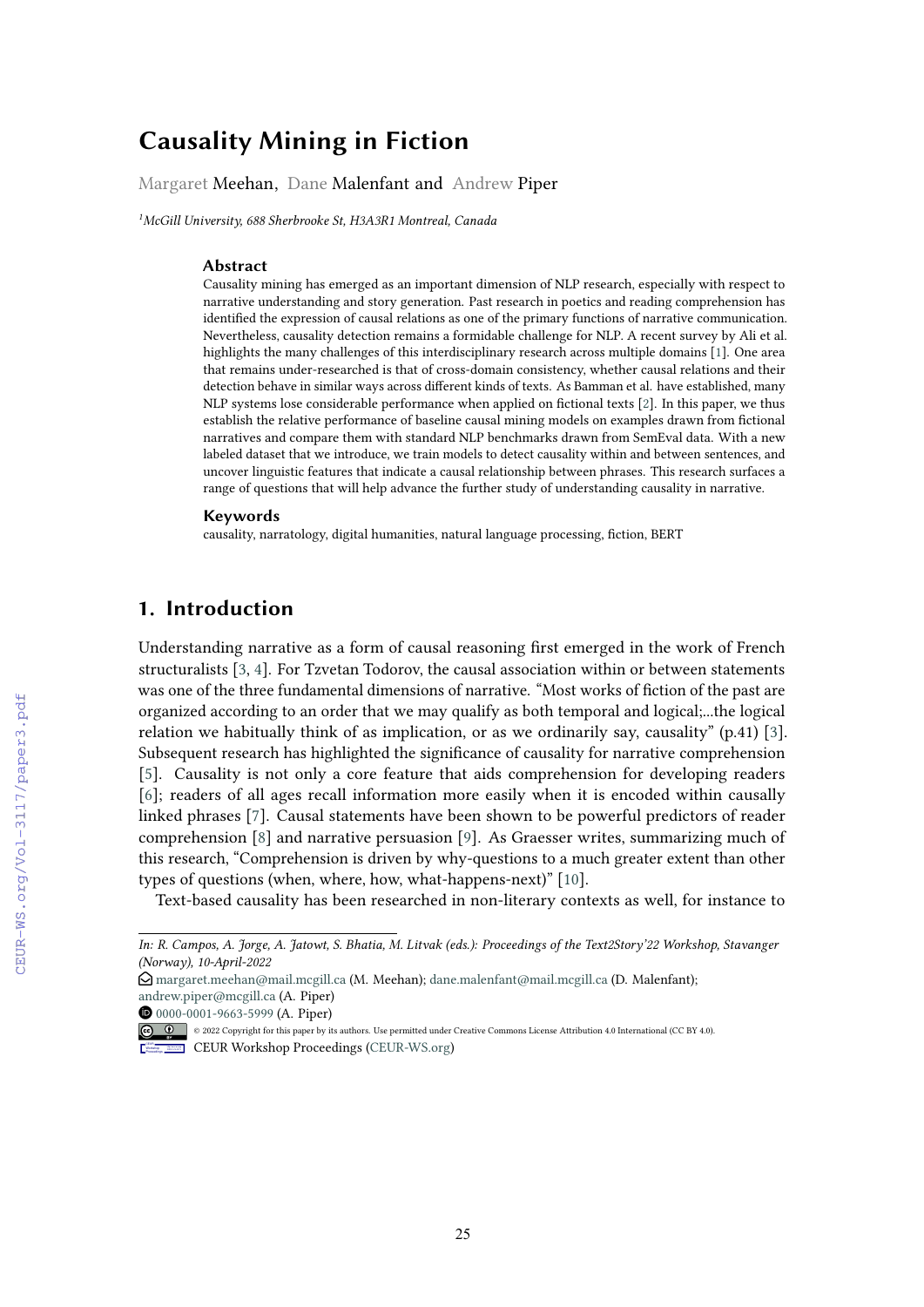# Causality Mining in Fiction

Margaret Meehan, Dane Malenfant and Andrew Piper

[1]*McGill University, 688 Sherbrooke St, H3A3R1 Montreal, Canada*

### Abstract

Causality mining has emerged as an important dimension of NLP research, especially with respect to narrative understanding and story generation. Past research in poetics and reading comprehension has identified the expression of causal relations as one of the primary functions of narrative communication. Nevertheless, causality detection remains a formidable challenge for NLP. A recent survey by Ali et al. highlights the many challenges of this interdisciplinary research across multiple domains [1]. One area that remains under-researched is that of cross-domain consistency, whether causal relations and their detection behave in similar ways across different kinds of texts. As Bamman et al. have established, many NLP systems lose considerable performance when applied on fictional texts [2]. In this paper, we thus establish the relative performance of baseline causal mining models on examples drawn from fictional narratives and compare them with standard NLP benchmarks drawn from SemEval data. With a new labeled dataset that we introduce, we train models to detect causality within and between sentences, and uncover linguistic features that indicate a causal relationship between phrases. This research surfaces a range of questions that will help advance the further study of understanding causality in narrative.

### Keywords

causality, narratology, digital humanities, natural language processing, fiction, BERT

## 1. Introduction

Understanding narrative as a form of causal reasoning first emerged in the work of French structuralists [3, 4]. For Tzvetan Todorov, the causal association within or between statements was one of the three fundamental dimensions of narrative. "Most works of fiction of the past are organized according to an order that we may qualify as both temporal and logical;...the logical relation we habitually think of as implication, or as we ordinarily say, causality" (p.41) [3]. Subsequent research has highlighted the significance of causality for narrative comprehension [5]. Causality is not only a core feature that aids comprehension for developing readers [6]; readers of all ages recall information more easily when it is encoded within causally linked phrases [7]. Causal statements have been shown to be powerful predictors of reader comprehension [8] and narrative persuasion [9]. As Graesser writes, summarizing much of this research, "Comprehension is driven by why-questions to a much greater extent than other types of questions (when, where, how, what-happens-next)" [10].

Text-based causality has been researched in non-literary contexts as well, for instance to

---

*In: R. Campos, A. Jorge, A. Jatowt, S. Bhatia, M. Litvak (eds.): Proceedings of the Text2Story'22 Workshop, Stavanger (Norway), 10-April-2022*

margaret.meehan@mail.mcgill.ca (M. Meehan); dane.malenfant@mail.mcgill.ca (D. Malenfant); andrew.piper@mcgill.ca (A. Piper)

0000-0001-9663-5999 (A. Piper)

© 2022 Copyright for this paper by its authors. Use permitted under Creative Commons License Attribution 4.0 International (CC BY 4.0).

CEUR Workshop Proceedings (CEUR-WS.org)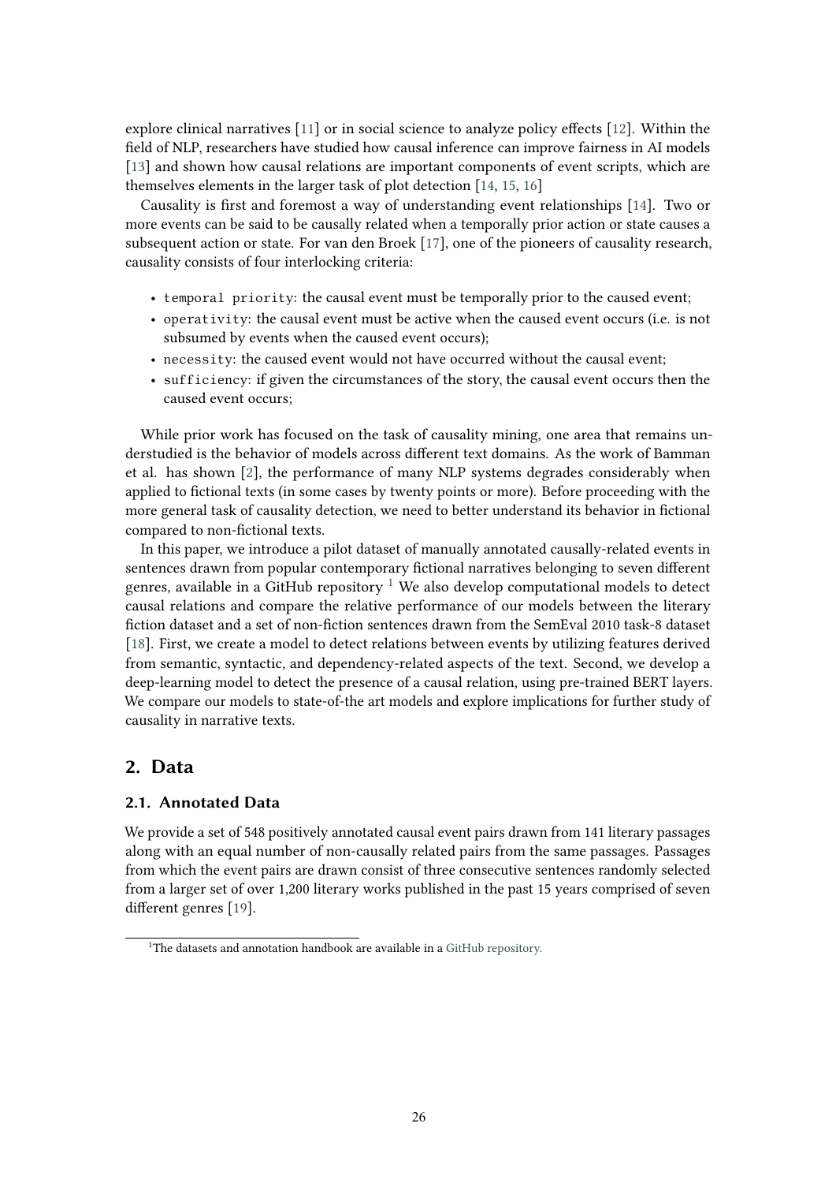explore clinical narratives [11] or in social science to analyze policy effects [12]. Within the field of NLP, researchers have studied how causal inference can improve fairness in AI models [13] and shown how causal relations are important components of event scripts, which are themselves elements in the larger task of plot detection [14, 15, 16]

Causality is first and foremost a way of understanding event relationships [14]. Two or more events can be said to be causally related when a temporally prior action or state causes a subsequent action or state. For van den Broek [17], one of the pioneers of causality research, causality consists of four interlocking criteria:

- `temporal priority`: the causal event must be temporally prior to the caused event;
- `operativity`: the causal event must be active when the caused event occurs (i.e. is not subsumed by events when the caused event occurs);
- `necessity`: the caused event would not have occurred without the causal event;
- `sufficiency`: if given the circumstances of the story, the causal event occurs then the caused event occurs;

While prior work has focused on the task of causality mining, one area that remains understudied is the behavior of models across different text domains. As the work of Bamman et al. has shown [2], the performance of many NLP systems degrades considerably when applied to fictional texts (in some cases by twenty points or more). Before proceeding with the more general task of causality detection, we need to better understand its behavior in fictional compared to non-fictional texts.

In this paper, we introduce a pilot dataset of manually annotated causally-related events in sentences drawn from popular contemporary fictional narratives belonging to seven different genres, available in a GitHub repository [1] We also develop computational models to detect causal relations and compare the relative performance of our models between the literary fiction dataset and a set of non-fiction sentences drawn from the SemEval 2010 task-8 dataset [18]. First, we create a model to detect relations between events by utilizing features derived from semantic, syntactic, and dependency-related aspects of the text. Second, we develop a deep-learning model to detect the presence of a causal relation, using pre-trained BERT layers. We compare our models to state-of-the art models and explore implications for further study of causality in narrative texts.

## 2. Data

### 2.1. Annotated Data

We provide a set of 548 positively annotated causal event pairs drawn from 141 literary passages along with an equal number of non-causally related pairs from the same passages. Passages from which the event pairs are drawn consist of three consecutive sentences randomly selected from a larger set of over 1,200 literary works published in the past 15 years comprised of seven different genres [19].

[1] The datasets and annotation handbook are available in a GitHub repository.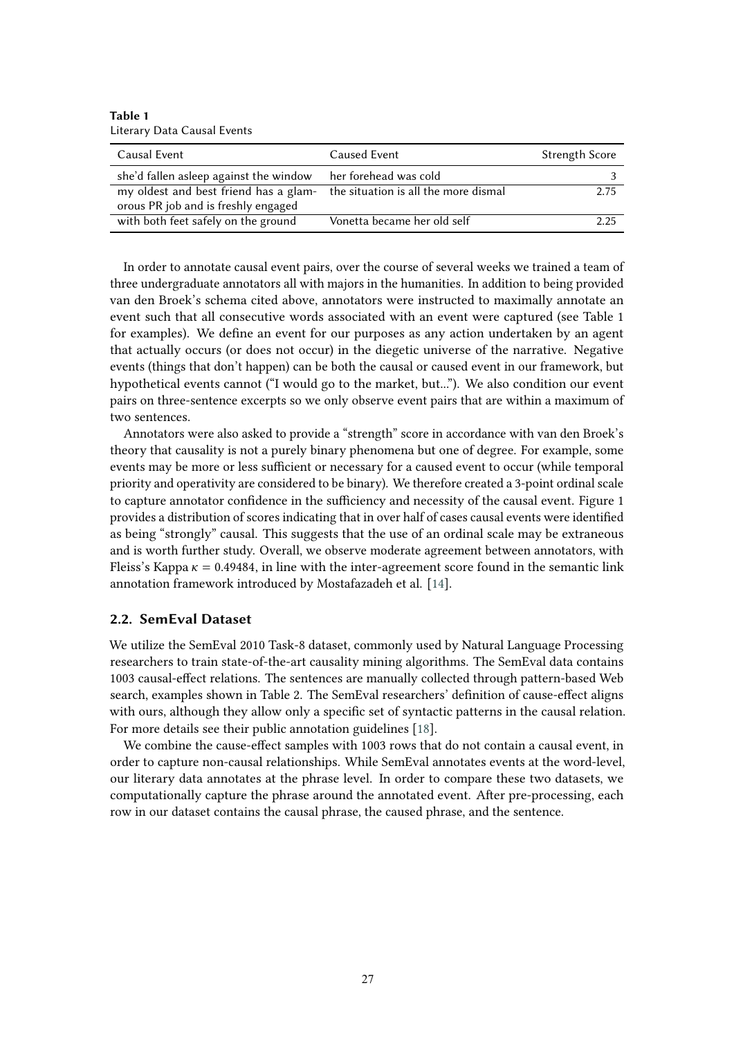**Table 1**
Literary Data Causal Events

| Causal Event | Caused Event | Strength Score |
|---|---|---|
| she'd fallen asleep against the window | her forehead was cold | 3 |
| my oldest and best friend has a glamorous PR job and is freshly engaged | the situation is all the more dismal | 2.75 |
| with both feet safely on the ground | Vonetta became her old self | 2.25 |

In order to annotate causal event pairs, over the course of several weeks we trained a team of three undergraduate annotators all with majors in the humanities. In addition to being provided van den Broek's schema cited above, annotators were instructed to maximally annotate an event such that all consecutive words associated with an event were captured (see Table 1 for examples). We define an event for our purposes as any action undertaken by an agent that actually occurs (or does not occur) in the diegetic universe of the narrative. Negative events (things that don't happen) can be both the causal or caused event in our framework, but hypothetical events cannot ("I would go to the market, but..."). We also condition our event pairs on three-sentence excerpts so we only observe event pairs that are within a maximum of two sentences.

Annotators were also asked to provide a "strength" score in accordance with van den Broek's theory that causality is not a purely binary phenomena but one of degree. For example, some events may be more or less sufficient or necessary for a caused event to occur (while temporal priority and operativity are considered to be binary). We therefore created a 3-point ordinal scale to capture annotator confidence in the sufficiency and necessity of the causal event. Figure 1 provides a distribution of scores indicating that in over half of cases causal events were identified as being "strongly" causal. This suggests that the use of an ordinal scale may be extraneous and is worth further study. Overall, we observe moderate agreement between annotators, with Fleiss's Kappa $\kappa = 0.49484$, in line with the inter-agreement score found in the semantic link annotation framework introduced by Mostafazadeh et al. [14].

## 2.2. SemEval Dataset

We utilize the SemEval 2010 Task-8 dataset, commonly used by Natural Language Processing researchers to train state-of-the-art causality mining algorithms. The SemEval data contains 1003 causal-effect relations. The sentences are manually collected through pattern-based Web search, examples shown in Table 2. The SemEval researchers' definition of cause-effect aligns with ours, although they allow only a specific set of syntactic patterns in the causal relation. For more details see their public annotation guidelines [18].

We combine the cause-effect samples with 1003 rows that do not contain a causal event, in order to capture non-causal relationships. While SemEval annotates events at the word-level, our literary data annotates at the phrase level. In order to compare these two datasets, we computationally capture the phrase around the annotated event. After pre-processing, each row in our dataset contains the causal phrase, the caused phrase, and the sentence.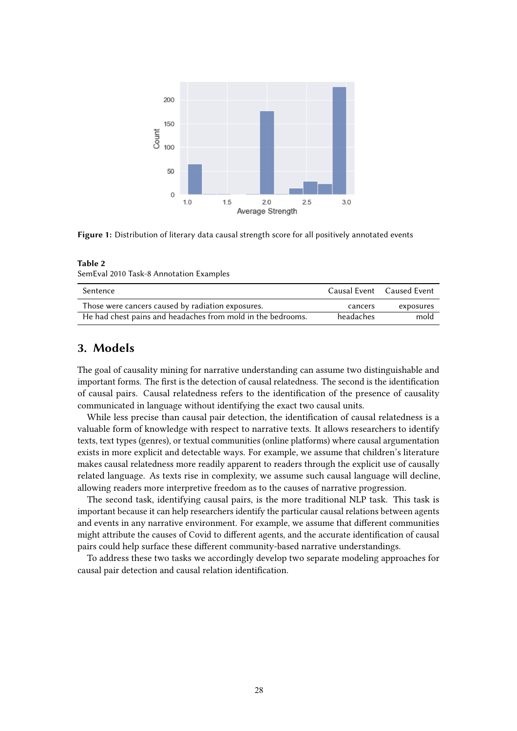**Figure 1:** Distribution of literary data causal strength score for all positively annotated events

**Table 2**
SemEval 2010 Task-8 Annotation Examples

| Sentence | Causal Event | Caused Event |
|---|---|---|
| Those were cancers caused by radiation exposures. | cancers | exposures |
| He had chest pains and headaches from mold in the bedrooms. | headaches | mold |

## 3. Models

The goal of causality mining for narrative understanding can assume two distinguishable and important forms. The first is the detection of causal relatedness. The second is the identification of causal pairs. Causal relatedness refers to the identification of the presence of causality communicated in language without identifying the exact two causal units.

While less precise than causal pair detection, the identification of causal relatedness is a valuable form of knowledge with respect to narrative texts. It allows researchers to identify texts, text types (genres), or textual communities (online platforms) where causal argumentation exists in more explicit and detectable ways. For example, we assume that children's literature makes causal relatedness more readily apparent to readers through the explicit use of causally related language. As texts rise in complexity, we assume such causal language will decline, allowing readers more interpretive freedom as to the causes of narrative progression.

The second task, identifying causal pairs, is the more traditional NLP task. This task is important because it can help researchers identify the particular causal relations between agents and events in any narrative environment. For example, we assume that different communities might attribute the causes of Covid to different agents, and the accurate identification of causal pairs could help surface these different community-based narrative understandings.

To address these two tasks we accordingly develop two separate modeling approaches for causal pair detection and causal relation identification.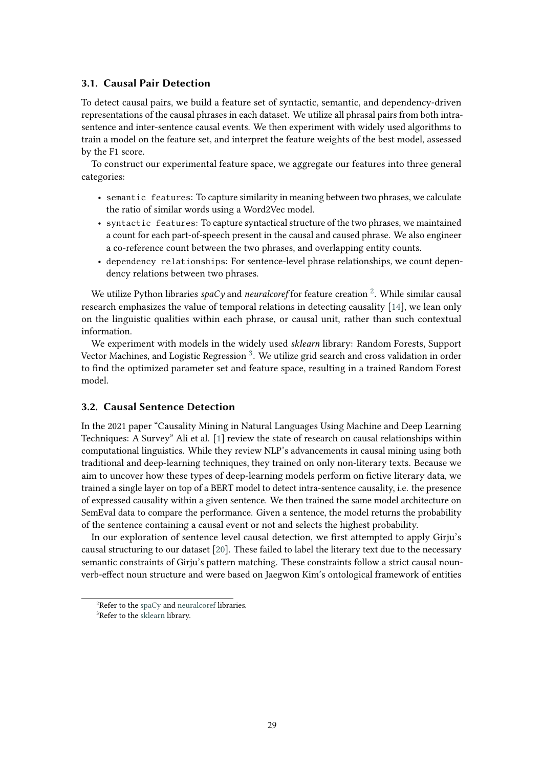### 3.1. Causal Pair Detection

To detect causal pairs, we build a feature set of syntactic, semantic, and dependency-driven representations of the causal phrases in each dataset. We utilize all phrasal pairs from both intra-sentence and inter-sentence causal events. We then experiment with widely used algorithms to train a model on the feature set, and interpret the feature weights of the best model, assessed by the F1 score.

To construct our experimental feature space, we aggregate our features into three general categories:

- `semantic features`: To capture similarity in meaning between two phrases, we calculate the ratio of similar words using a Word2Vec model.
- `syntactic features`: To capture syntactical structure of the two phrases, we maintained a count for each part-of-speech present in the causal and caused phrase. We also engineer a co-reference count between the two phrases, and overlapping entity counts.
- `dependency relationships`: For sentence-level phrase relationships, we count dependency relations between two phrases.

We utilize Python libraries *spaCy* and *neuralcoref* for feature creation [2]. While similar causal research emphasizes the value of temporal relations in detecting causality [14], we lean only on the linguistic qualities within each phrase, or causal unit, rather than such contextual information.

We experiment with models in the widely used *sklearn* library: Random Forests, Support Vector Machines, and Logistic Regression [3]. We utilize grid search and cross validation in order to find the optimized parameter set and feature space, resulting in a trained Random Forest model.

### 3.2. Causal Sentence Detection

In the 2021 paper "Causality Mining in Natural Languages Using Machine and Deep Learning Techniques: A Survey" Ali et al. [1] review the state of research on causal relationships within computational linguistics. While they review NLP's advancements in causal mining using both traditional and deep-learning techniques, they trained on only non-literary texts. Because we aim to uncover how these types of deep-learning models perform on fictive literary data, we trained a single layer on top of a BERT model to detect intra-sentence causality, i.e. the presence of expressed causality within a given sentence. We then trained the same model architecture on SemEval data to compare the performance. Given a sentence, the model returns the probability of the sentence containing a causal event or not and selects the highest probability.

In our exploration of sentence level causal detection, we first attempted to apply Girju's causal structuring to our dataset [20]. These failed to label the literary text due to the necessary semantic constraints of Girju's pattern matching. These constraints follow a strict causal noun-verb-effect noun structure and were based on Jaegwon Kim's ontological framework of entities

[2]Refer to the spaCy and neuralcoref libraries.
[3]Refer to the sklearn library.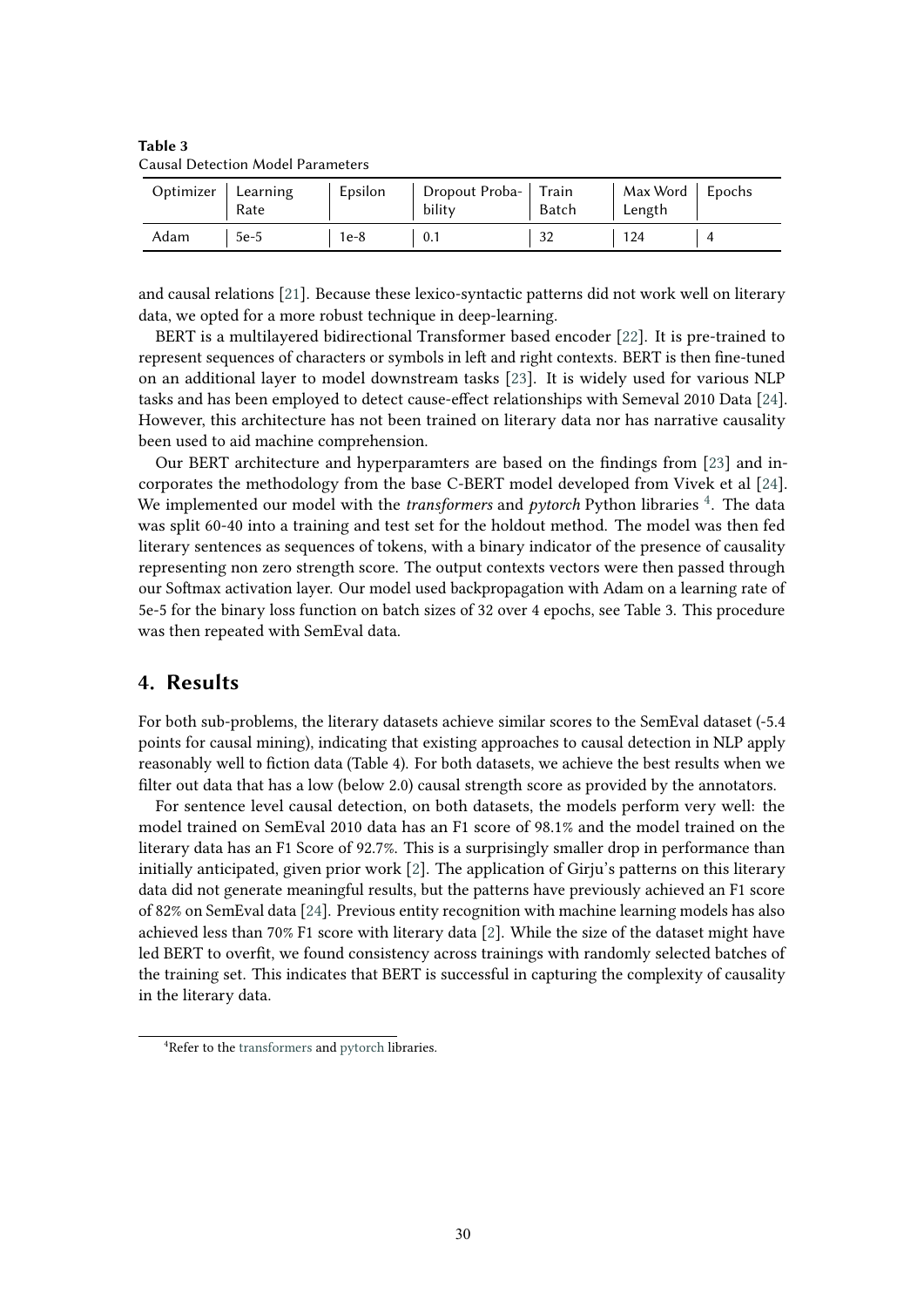**Table 3**
Causal Detection Model Parameters

| Optimizer | Learning Rate | Epsilon | Dropout Probability | Train Batch | Max Word Length | Epochs |
|---|---|---|---|---|---|---|
| Adam | 5e-5 | 1e-8 | 0.1 | 32 | 124 | 4 |

and causal relations [21]. Because these lexico-syntactic patterns did not work well on literary data, we opted for a more robust technique in deep-learning.

BERT is a multilayered bidirectional Transformer based encoder [22]. It is pre-trained to represent sequences of characters or symbols in left and right contexts. BERT is then fine-tuned on an additional layer to model downstream tasks [23]. It is widely used for various NLP tasks and has been employed to detect cause-effect relationships with Semeval 2010 Data [24]. However, this architecture has not been trained on literary data nor has narrative causality been used to aid machine comprehension.

Our BERT architecture and hyperparamters are based on the findings from [23] and incorporates the methodology from the base C-BERT model developed from Vivek et al [24]. We implemented our model with the *transformers* and *pytorch* Python libraries [4]. The data was split 60-40 into a training and test set for the holdout method. The model was then fed literary sentences as sequences of tokens, with a binary indicator of the presence of causality representing non zero strength score. The output contexts vectors were then passed through our Softmax activation layer. Our model used backpropagation with Adam on a learning rate of 5e-5 for the binary loss function on batch sizes of 32 over 4 epochs, see Table 3. This procedure was then repeated with SemEval data.

## 4. Results

For both sub-problems, the literary datasets achieve similar scores to the SemEval dataset (-5.4 points for causal mining), indicating that existing approaches to causal detection in NLP apply reasonably well to fiction data (Table 4). For both datasets, we achieve the best results when we filter out data that has a low (below 2.0) causal strength score as provided by the annotators.

For sentence level causal detection, on both datasets, the models perform very well: the model trained on SemEval 2010 data has an F1 score of 98.1% and the model trained on the literary data has an F1 Score of 92.7%. This is a surprisingly smaller drop in performance than initially anticipated, given prior work [2]. The application of Girju's patterns on this literary data did not generate meaningful results, but the patterns have previously achieved an F1 score of 82% on SemEval data [24]. Previous entity recognition with machine learning models has also achieved less than 70% F1 score with literary data [2]. While the size of the dataset might have led BERT to overfit, we found consistency across trainings with randomly selected batches of the training set. This indicates that BERT is successful in capturing the complexity of causality in the literary data.

[4] Refer to the transformers and pytorch libraries.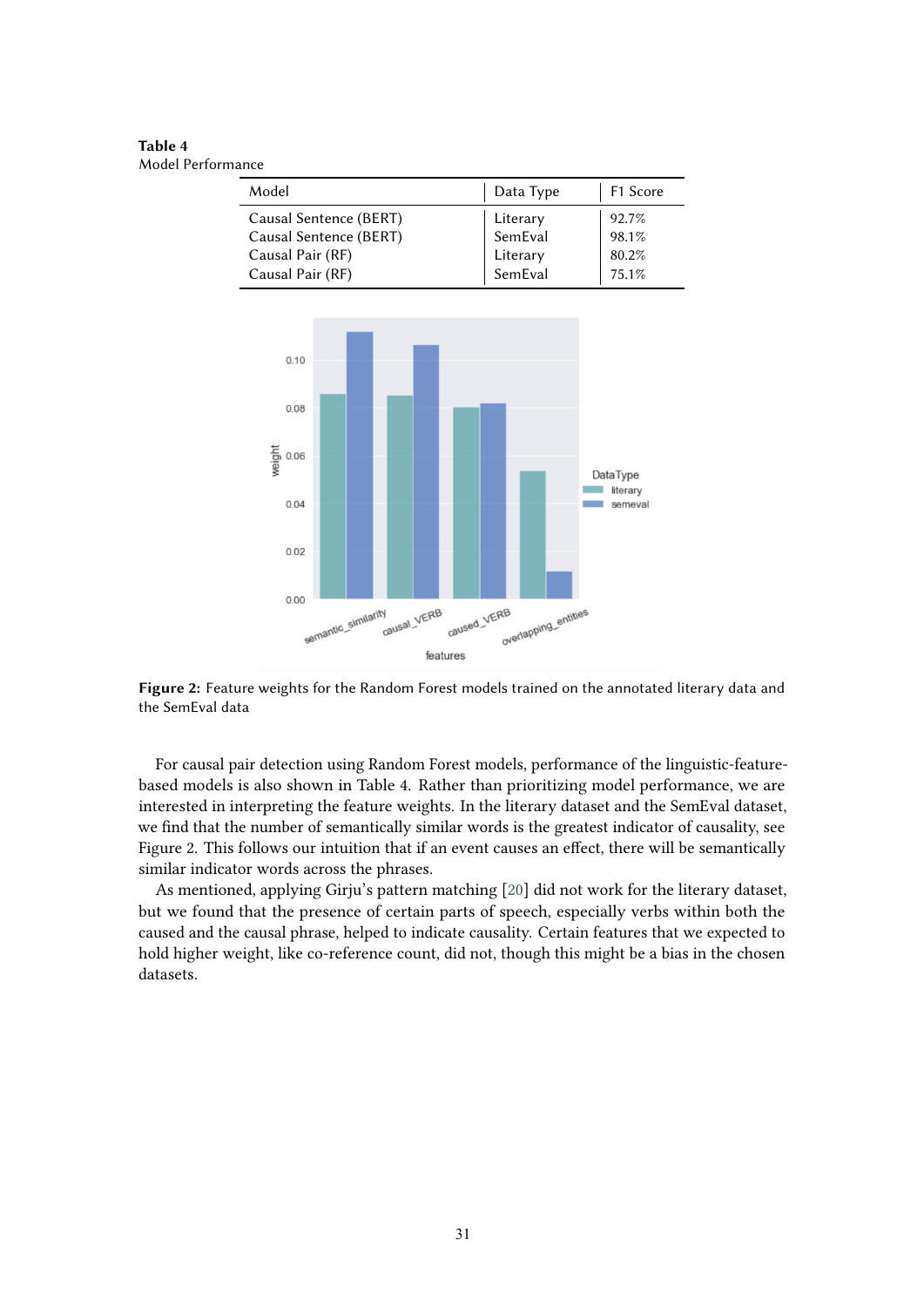**Table 4**
Model Performance

| Model | Data Type | F1 Score |
|---|---|---|
| Causal Sentence (BERT) | Literary | 92.7% |
| Causal Sentence (BERT) | SemEval | 98.1% |
| Causal Pair (RF) | Literary | 80.2% |
| Causal Pair (RF) | SemEval | 75.1% |

**Figure 2:** Feature weights for the Random Forest models trained on the annotated literary data and the SemEval data

For causal pair detection using Random Forest models, performance of the linguistic-feature-based models is also shown in Table 4. Rather than prioritizing model performance, we are interested in interpreting the feature weights. In the literary dataset and the SemEval dataset, we find that the number of semantically similar words is the greatest indicator of causality, see Figure 2. This follows our intuition that if an event causes an effect, there will be semantically similar indicator words across the phrases.

As mentioned, applying Girju's pattern matching [20] did not work for the literary dataset, but we found that the presence of certain parts of speech, especially verbs within both the caused and the causal phrase, helped to indicate causality. Certain features that we expected to hold higher weight, like co-reference count, did not, though this might be a bias in the chosen datasets.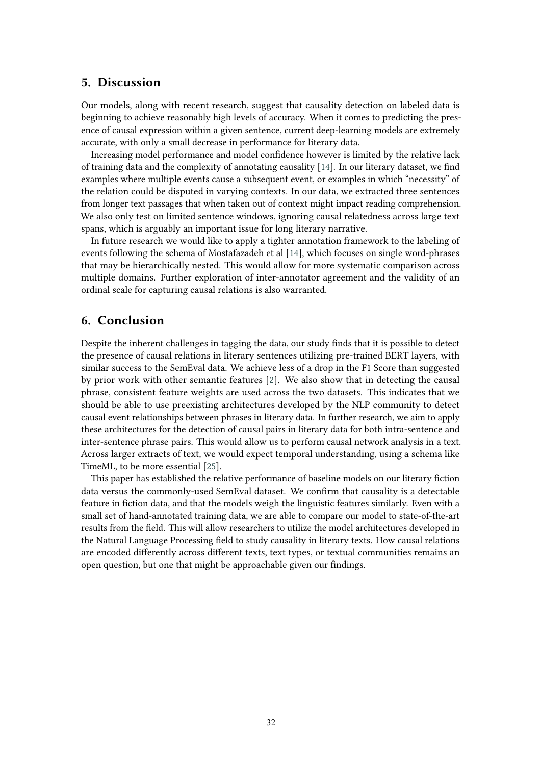## 5. Discussion

Our models, along with recent research, suggest that causality detection on labeled data is beginning to achieve reasonably high levels of accuracy. When it comes to predicting the presence of causal expression within a given sentence, current deep-learning models are extremely accurate, with only a small decrease in performance for literary data.

Increasing model performance and model confidence however is limited by the relative lack of training data and the complexity of annotating causality [14]. In our literary dataset, we find examples where multiple events cause a subsequent event, or examples in which "necessity" of the relation could be disputed in varying contexts. In our data, we extracted three sentences from longer text passages that when taken out of context might impact reading comprehension. We also only test on limited sentence windows, ignoring causal relatedness across large text spans, which is arguably an important issue for long literary narrative.

In future research we would like to apply a tighter annotation framework to the labeling of events following the schema of Mostafazadeh et al [14], which focuses on single word-phrases that may be hierarchically nested. This would allow for more systematic comparison across multiple domains. Further exploration of inter-annotator agreement and the validity of an ordinal scale for capturing causal relations is also warranted.

## 6. Conclusion

Despite the inherent challenges in tagging the data, our study finds that it is possible to detect the presence of causal relations in literary sentences utilizing pre-trained BERT layers, with similar success to the SemEval data. We achieve less of a drop in the F1 Score than suggested by prior work with other semantic features [2]. We also show that in detecting the causal phrase, consistent feature weights are used across the two datasets. This indicates that we should be able to use preexisting architectures developed by the NLP community to detect causal event relationships between phrases in literary data. In further research, we aim to apply these architectures for the detection of causal pairs in literary data for both intra-sentence and inter-sentence phrase pairs. This would allow us to perform causal network analysis in a text. Across larger extracts of text, we would expect temporal understanding, using a schema like TimeML, to be more essential [25].

This paper has established the relative performance of baseline models on our literary fiction data versus the commonly-used SemEval dataset. We confirm that causality is a detectable feature in fiction data, and that the models weigh the linguistic features similarly. Even with a small set of hand-annotated training data, we are able to compare our model to state-of-the-art results from the field. This will allow researchers to utilize the model architectures developed in the Natural Language Processing field to study causality in literary texts. How causal relations are encoded differently across different texts, text types, or textual communities remains an open question, but one that might be approachable given our findings.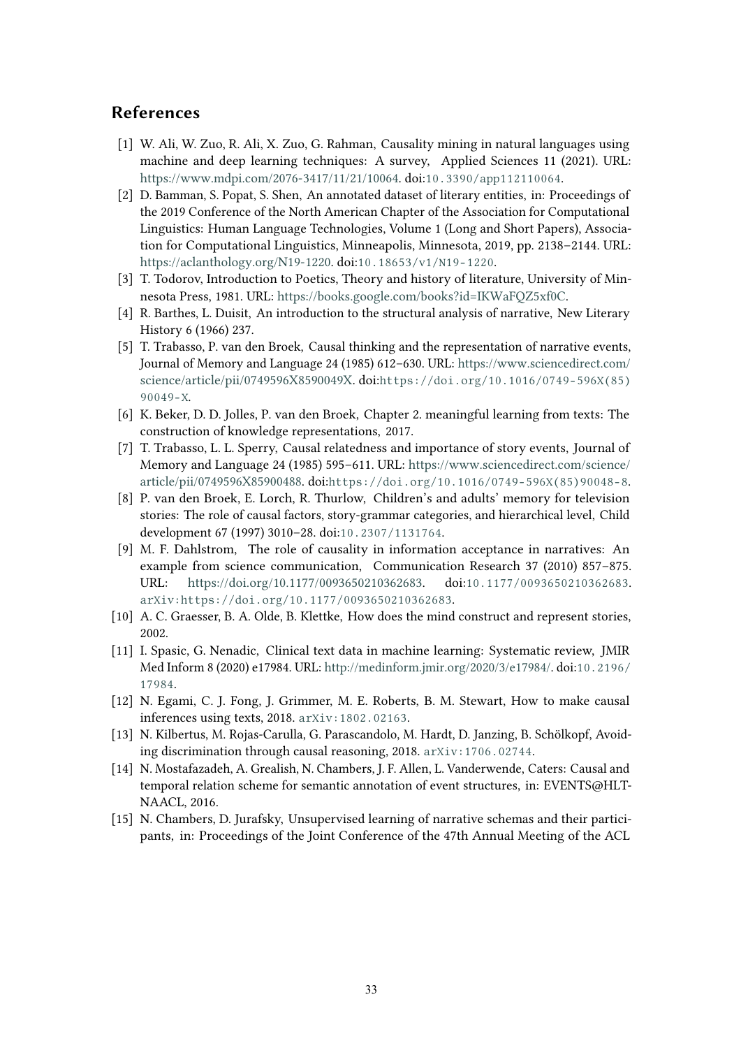## References

[1] W. Ali, W. Zuo, R. Ali, X. Zuo, G. Rahman, Causality mining in natural languages using machine and deep learning techniques: A survey, Applied Sciences 11 (2021). URL: https://www.mdpi.com/2076-3417/11/21/10064. doi:10.3390/app112110064.

[2] D. Bamman, S. Popat, S. Shen, An annotated dataset of literary entities, in: Proceedings of the 2019 Conference of the North American Chapter of the Association for Computational Linguistics: Human Language Technologies, Volume 1 (Long and Short Papers), Association for Computational Linguistics, Minneapolis, Minnesota, 2019, pp. 2138–2144. URL: https://aclanthology.org/N19-1220. doi:10.18653/v1/N19-1220.

[3] T. Todorov, Introduction to Poetics, Theory and history of literature, University of Minnesota Press, 1981. URL: https://books.google.com/books?id=IKWaFQZ5xf0C.

[4] R. Barthes, L. Duisit, An introduction to the structural analysis of narrative, New Literary History 6 (1966) 237.

[5] T. Trabasso, P. van den Broek, Causal thinking and the representation of narrative events, Journal of Memory and Language 24 (1985) 612–630. URL: https://www.sciencedirect.com/science/article/pii/0749596X8590049X. doi:https://doi.org/10.1016/0749-596X(85)90049-X.

[6] K. Beker, D. D. Jolles, P. van den Broek, Chapter 2. meaningful learning from texts: The construction of knowledge representations, 2017.

[7] T. Trabasso, L. L. Sperry, Causal relatedness and importance of story events, Journal of Memory and Language 24 (1985) 595–611. URL: https://www.sciencedirect.com/science/article/pii/0749596X85900488. doi:https://doi.org/10.1016/0749-596X(85)90048-8.

[8] P. van den Broek, E. Lorch, R. Thurlow, Children's and adults' memory for television stories: The role of causal factors, story-grammar categories, and hierarchical level, Child development 67 (1997) 3010–28. doi:10.2307/1131764.

[9] M. F. Dahlstrom, The role of causality in information acceptance in narratives: An example from science communication, Communication Research 37 (2010) 857–875. URL: https://doi.org/10.1177/0093650210362683. doi:10.1177/0093650210362683. arXiv:https://doi.org/10.1177/0093650210362683.

[10] A. C. Graesser, B. A. Olde, B. Klettke, How does the mind construct and represent stories, 2002.

[11] I. Spasic, G. Nenadic, Clinical text data in machine learning: Systematic review, JMIR Med Inform 8 (2020) e17984. URL: http://medinform.jmir.org/2020/3/e17984/. doi:10.2196/17984.

[12] N. Egami, C. J. Fong, J. Grimmer, M. E. Roberts, B. M. Stewart, How to make causal inferences using texts, 2018. arXiv:1802.02163.

[13] N. Kilbertus, M. Rojas-Carulla, G. Parascandolo, M. Hardt, D. Janzing, B. Schölkopf, Avoiding discrimination through causal reasoning, 2018. arXiv:1706.02744.

[14] N. Mostafazadeh, A. Grealish, N. Chambers, J. F. Allen, L. Vanderwende, Caters: Causal and temporal relation scheme for semantic annotation of event structures, in: EVENTS@HLT-NAACL, 2016.

[15] N. Chambers, D. Jurafsky, Unsupervised learning of narrative schemas and their participants, in: Proceedings of the Joint Conference of the 47th Annual Meeting of the ACL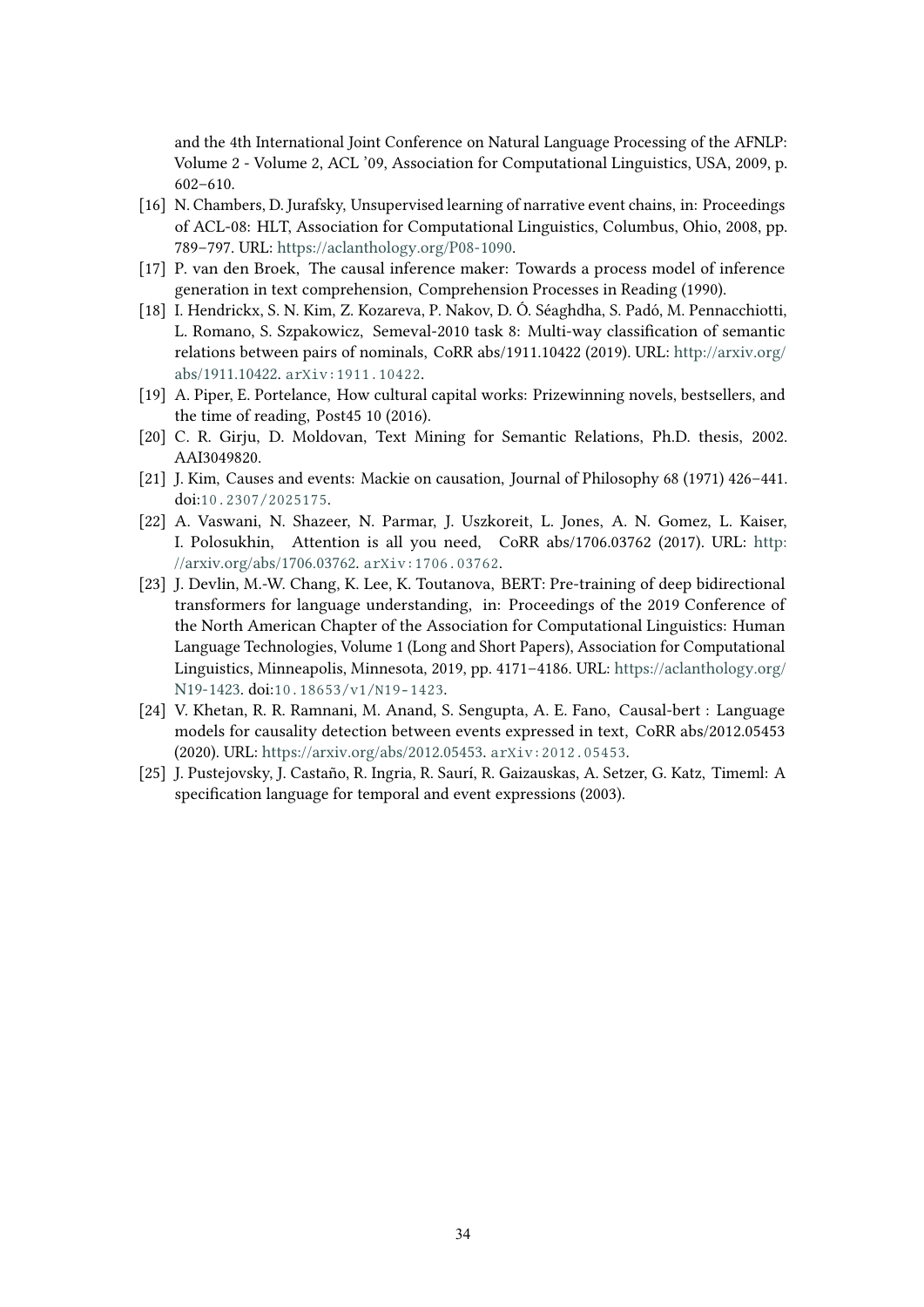and the 4th International Joint Conference on Natural Language Processing of the AFNLP: Volume 2 - Volume 2, ACL '09, Association for Computational Linguistics, USA, 2009, p. 602–610.

[16] N. Chambers, D. Jurafsky, Unsupervised learning of narrative event chains, in: Proceedings of ACL-08: HLT, Association for Computational Linguistics, Columbus, Ohio, 2008, pp. 789–797. URL: https://aclanthology.org/P08-1090.

[17] P. van den Broek, The causal inference maker: Towards a process model of inference generation in text comprehension, Comprehension Processes in Reading (1990).

[18] I. Hendrickx, S. N. Kim, Z. Kozareva, P. Nakov, D. Ó. Séaghdha, S. Padó, M. Pennacchiotti, L. Romano, S. Szpakowicz, Semeval-2010 task 8: Multi-way classification of semantic relations between pairs of nominals, CoRR abs/1911.10422 (2019). URL: http://arxiv.org/abs/1911.10422. arXiv:1911.10422.

[19] A. Piper, E. Portelance, How cultural capital works: Prizewinning novels, bestsellers, and the time of reading, Post45 10 (2016).

[20] C. R. Girju, D. Moldovan, Text Mining for Semantic Relations, Ph.D. thesis, 2002. AAI3049820.

[21] J. Kim, Causes and events: Mackie on causation, Journal of Philosophy 68 (1971) 426–441. doi:10.2307/2025175.

[22] A. Vaswani, N. Shazeer, N. Parmar, J. Uszkoreit, L. Jones, A. N. Gomez, L. Kaiser, I. Polosukhin, Attention is all you need, CoRR abs/1706.03762 (2017). URL: http://arxiv.org/abs/1706.03762. arXiv:1706.03762.

[23] J. Devlin, M.-W. Chang, K. Lee, K. Toutanova, BERT: Pre-training of deep bidirectional transformers for language understanding, in: Proceedings of the 2019 Conference of the North American Chapter of the Association for Computational Linguistics: Human Language Technologies, Volume 1 (Long and Short Papers), Association for Computational Linguistics, Minneapolis, Minnesota, 2019, pp. 4171–4186. URL: https://aclanthology.org/N19-1423. doi:10.18653/v1/N19-1423.

[24] V. Khetan, R. R. Ramnani, M. Anand, S. Sengupta, A. E. Fano, Causal-bert : Language models for causality detection between events expressed in text, CoRR abs/2012.05453 (2020). URL: https://arxiv.org/abs/2012.05453. arXiv:2012.05453.

[25] J. Pustejovsky, J. Castaño, R. Ingria, R. Saurí, R. Gaizauskas, A. Setzer, G. Katz, Timeml: A specification language for temporal and event expressions (2003).